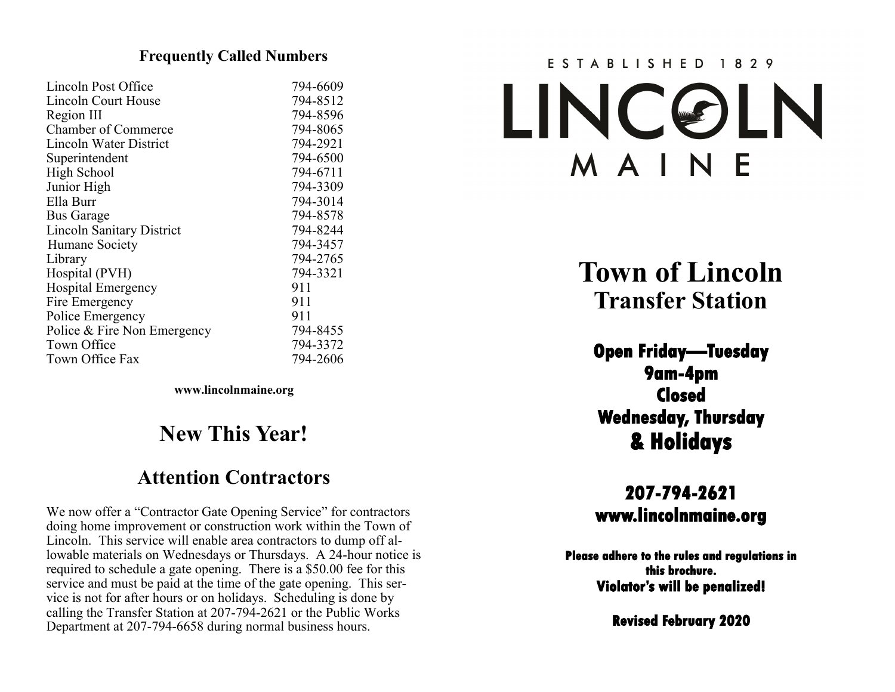## Frequently Called Numbers

| | |
|---|---|
| Lincoln Post Office | 794-6609 |
| Lincoln Court House | 794-8512 |
| Region III | 794-8596 |
| Chamber of Commerce | 794-8065 |
| Lincoln Water District | 794-2921 |
| Superintendent | 794-6500 |
| High School | 794-6711 |
| Junior High | 794-3309 |
| Ella Burr | 794-3014 |
| Bus Garage | 794-8578 |
| Lincoln Sanitary District | 794-8244 |
| Humane Society | 794-3457 |
| Library | 794-2765 |
| Hospital (PVH) | 794-3321 |
| Hospital Emergency | 911 |
| Fire Emergency | 911 |
| Police Emergency | 911 |
| Police & Fire Non Emergency | 794-8455 |
| Town Office | 794-3372 |
| Town Office Fax | 794-2606 |

**www.lincolnmaine.org**

# New This Year!

## Attention Contractors

We now offer a "Contractor Gate Opening Service" for contractors doing home improvement or construction work within the Town of Lincoln. This service will enable area contractors to dump off allowable materials on Wednesdays or Thursdays. A 24-hour notice is required to schedule a gate opening. There is a $50.00 fee for this service and must be paid at the time of the gate opening. This service is not for after hours or on holidays. Scheduling is done by calling the Transfer Station at 207-794-2621 or the Public Works Department at 207-794-6658 during normal business hours.

ESTABLISHED 1829

LINCOLN

MAINE

# Town of Lincoln
## Transfer Station

**Open Friday—Tuesday**
**9am-4pm**
**Closed**
**Wednesday, Thursday**
**& Holidays**

**207-794-2621**
**www.lincolnmaine.org**

**Please adhere to the rules and regulations in this brochure.**
**Violator's will be penalized!**

**Revised February 2020**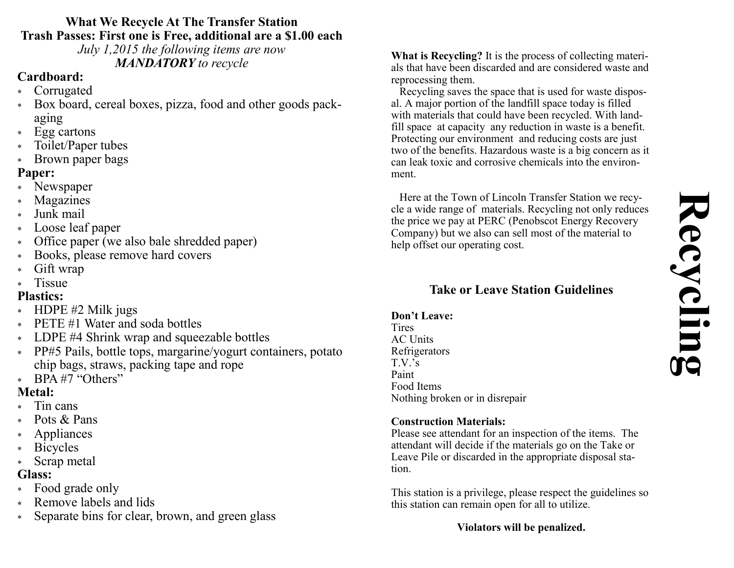## What We Recycle At The Transfer Station

**Trash Passes: First one is Free, additional are a $1.00 each**

*July 1,2015 the following items are now* ***MANDATORY*** *to recycle*

**Cardboard:**

- Corrugated
- Box board, cereal boxes, pizza, food and other goods packaging
- Egg cartons
- Toilet/Paper tubes
- Brown paper bags

**Paper:**

- Newspaper
- Magazines
- Junk mail
- Loose leaf paper
- Office paper (we also bale shredded paper)
- Books, please remove hard covers
- Gift wrap
- Tissue

**Plastics:**

- HDPE #2 Milk jugs
- PETE #1 Water and soda bottles
- LDPE #4 Shrink wrap and squeezable bottles
- PP#5 Pails, bottle tops, margarine/yogurt containers, potato chip bags, straws, packing tape and rope
- BPA #7 "Others"

**Metal:**

- Tin cans
- Pots & Pans
- Appliances
- Bicycles
- Scrap metal

**Glass:**

- Food grade only
- Remove labels and lids
- Separate bins for clear, brown, and green glass

**What is Recycling?** It is the process of collecting materials that have been discarded and are considered waste and reprocessing them.

Recycling saves the space that is used for waste disposal. A major portion of the landfill space today is filled with materials that could have been recycled. With landfill space at capacity any reduction in waste is a benefit. Protecting our environment and reducing costs are just two of the benefits. Hazardous waste is a big concern as it can leak toxic and corrosive chemicals into the environment.

Here at the Town of Lincoln Transfer Station we recycle a wide range of materials. Recycling not only reduces the price we pay at PERC (Penobscot Energy Recovery Company) but we also can sell most of the material to help offset our operating cost.

## Take or Leave Station Guidelines

**Don't Leave:**

Tires
AC Units
Refrigerators
T.V.'s
Paint
Food Items
Nothing broken or in disrepair

**Construction Materials:**

Please see attendant for an inspection of the items. The attendant will decide if the materials go on the Take or Leave Pile or discarded in the appropriate disposal station.

This station is a privilege, please respect the guidelines so this station can remain open for all to utilize.

**Violators will be penalized.**

# Recycling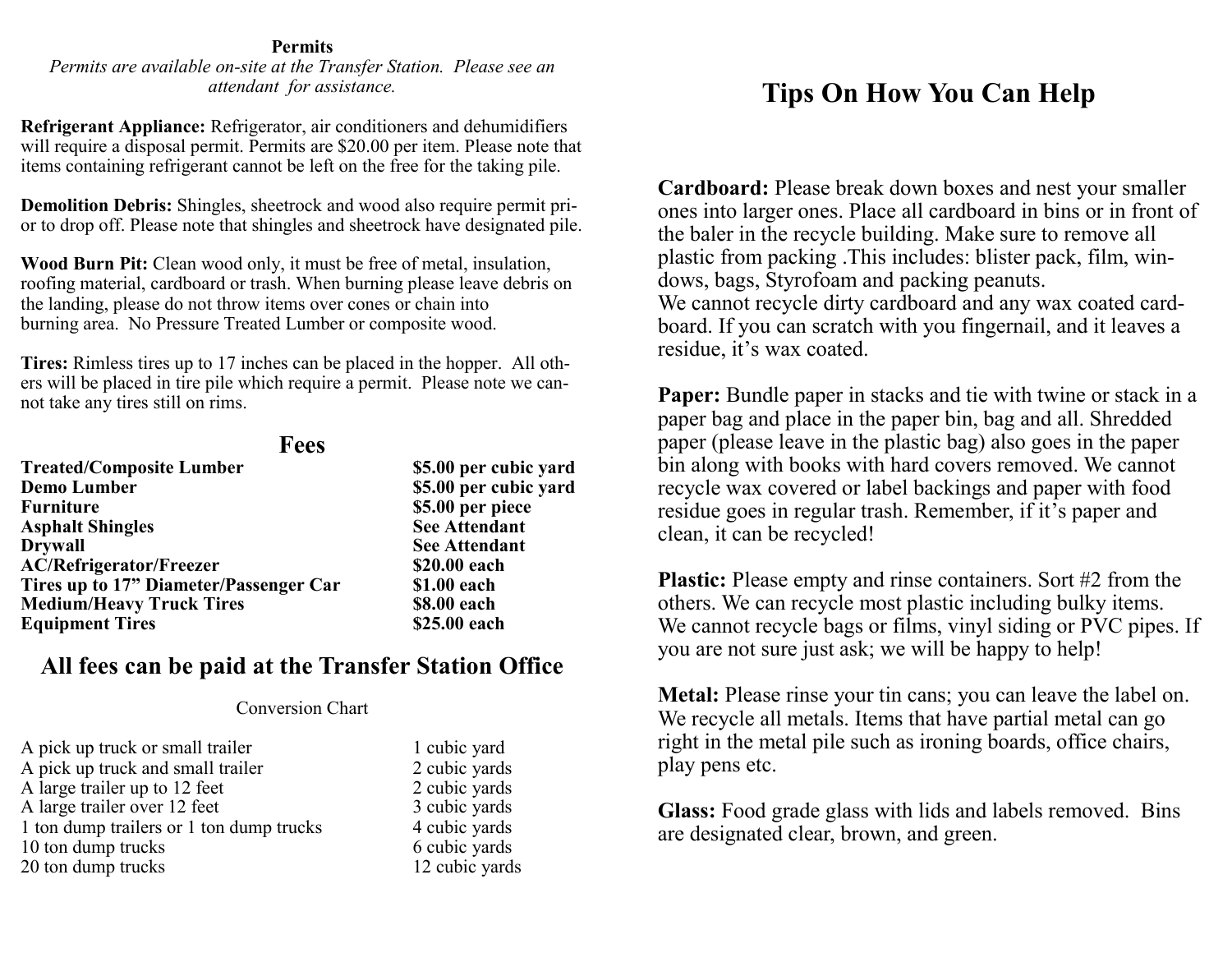## Permits

*Permits are available on-site at the Transfer Station. Please see an attendant for assistance.*

**Refrigerant Appliance:** Refrigerator, air conditioners and dehumidifiers will require a disposal permit. Permits are $20.00 per item. Please note that items containing refrigerant cannot be left on the free for the taking pile.

**Demolition Debris:** Shingles, sheetrock and wood also require permit prior to drop off. Please note that shingles and sheetrock have designated pile.

**Wood Burn Pit:** Clean wood only, it must be free of metal, insulation, roofing material, cardboard or trash. When burning please leave debris on the landing, please do not throw items over cones or chain into burning area. No Pressure Treated Lumber or composite wood.

**Tires:** Rimless tires up to 17 inches can be placed in the hopper. All others will be placed in tire pile which require a permit. Please note we cannot take any tires still on rims.

## Fees

| Item | Fee |
|---|---|
| **Treated/Composite Lumber** | **$5.00 per cubic yard** |
| **Demo Lumber** | **$5.00 per cubic yard** |
| **Furniture** | **$5.00 per piece** |
| **Asphalt Shingles** | **See Attendant** |
| **Drywall** | **See Attendant** |
| **AC/Refrigerator/Freezer** | **$20.00 each** |
| **Tires up to 17" Diameter/Passenger Car** | **$1.00 each** |
| **Medium/Heavy Truck Tires** | **$8.00 each** |
| **Equipment Tires** | **$25.00 each** |

## All fees can be paid at the Transfer Station Office

Conversion Chart

| Vehicle | Volume |
|---|---|
| A pick up truck or small trailer | 1 cubic yard |
| A pick up truck and small trailer | 2 cubic yards |
| A large trailer up to 12 feet | 2 cubic yards |
| A large trailer over 12 feet | 3 cubic yards |
| 1 ton dump trailers or 1 ton dump trucks | 4 cubic yards |
| 10 ton dump trucks | 6 cubic yards |
| 20 ton dump trucks | 12 cubic yards |

# Tips On How You Can Help

**Cardboard:** Please break down boxes and nest your smaller ones into larger ones. Place all cardboard in bins or in front of the baler in the recycle building. Make sure to remove all plastic from packing .This includes: blister pack, film, windows, bags, Styrofoam and packing peanuts.
We cannot recycle dirty cardboard and any wax coated cardboard. If you can scratch with you fingernail, and it leaves a residue, it's wax coated.

**Paper:** Bundle paper in stacks and tie with twine or stack in a paper bag and place in the paper bin, bag and all. Shredded paper (please leave in the plastic bag) also goes in the paper bin along with books with hard covers removed. We cannot recycle wax covered or label backings and paper with food residue goes in regular trash. Remember, if it's paper and clean, it can be recycled!

**Plastic:** Please empty and rinse containers. Sort #2 from the others. We can recycle most plastic including bulky items. We cannot recycle bags or films, vinyl siding or PVC pipes. If you are not sure just ask; we will be happy to help!

**Metal:** Please rinse your tin cans; you can leave the label on. We recycle all metals. Items that have partial metal can go right in the metal pile such as ironing boards, office chairs, play pens etc.

**Glass:** Food grade glass with lids and labels removed. Bins are designated clear, brown, and green.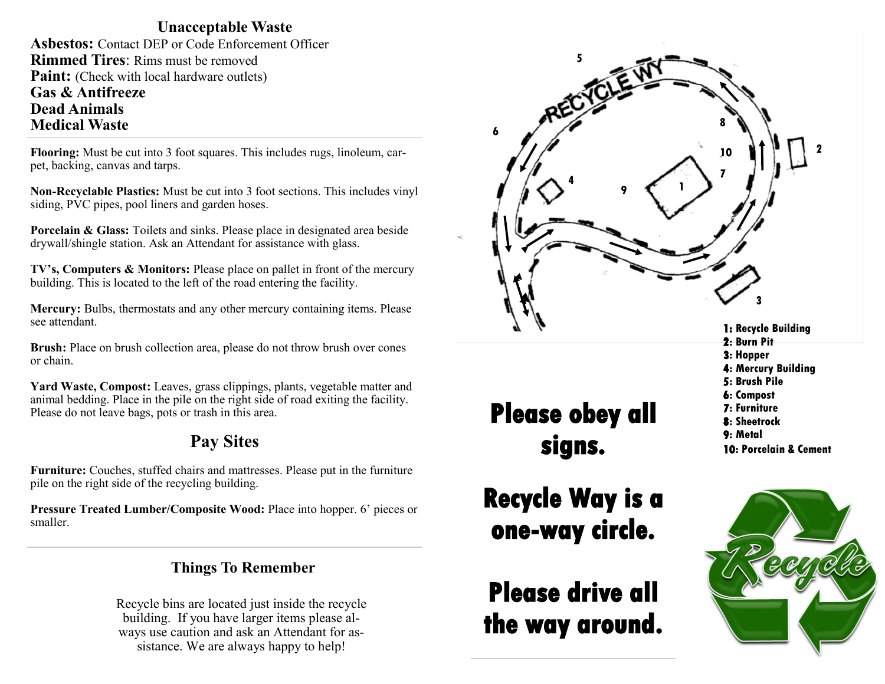## Unacceptable Waste

**Asbestos:** Contact DEP or Code Enforcement Officer
**Rimmed Tires**: Rims must be removed
**Paint:** (Check with local hardware outlets)
**Gas & Antifreeze**
**Dead Animals**
**Medical Waste**

**Flooring:** Must be cut into 3 foot squares. This includes rugs, linoleum, carpet, backing, canvas and tarps.

**Non-Recyclable Plastics:** Must be cut into 3 foot sections. This includes vinyl siding, PVC pipes, pool liners and garden hoses.

**Porcelain & Glass:** Toilets and sinks. Please place in designated area beside drywall/shingle station. Ask an Attendant for assistance with glass.

**TV's, Computers & Monitors:** Please place on pallet in front of the mercury building. This is located to the left of the road entering the facility.

**Mercury:** Bulbs, thermostats and any other mercury containing items. Please see attendant.

**Brush:** Place on brush collection area, please do not throw brush over cones or chain.

**Yard Waste, Compost:** Leaves, grass clippings, plants, vegetable matter and animal bedding. Place in the pile on the right side of road exiting the facility. Please do not leave bags, pots or trash in this area.

## Pay Sites

**Furniture:** Couches, stuffed chairs and mattresses. Please put in the furniture pile on the right side of the recycling building.

**Pressure Treated Lumber/Composite Wood:** Place into hopper. 6' pieces or smaller.

## Things To Remember

Recycle bins are located just inside the recycle building. If you have larger items please always use caution and ask an Attendant for assistance. We are always happy to help!

RECYCLE WY

**1:** Recycle Building
**2:** Burn Pit
**3:** Hopper
**4:** Mercury Building
**5:** Brush Pile
**6:** Compost
**7:** Furniture
**8:** Sheetrock
**9:** Metal
**10:** Porcelain & Cement

**Please obey all signs.**

**Recycle Way is a one-way circle.**

**Please drive all the way around.**

Recycle